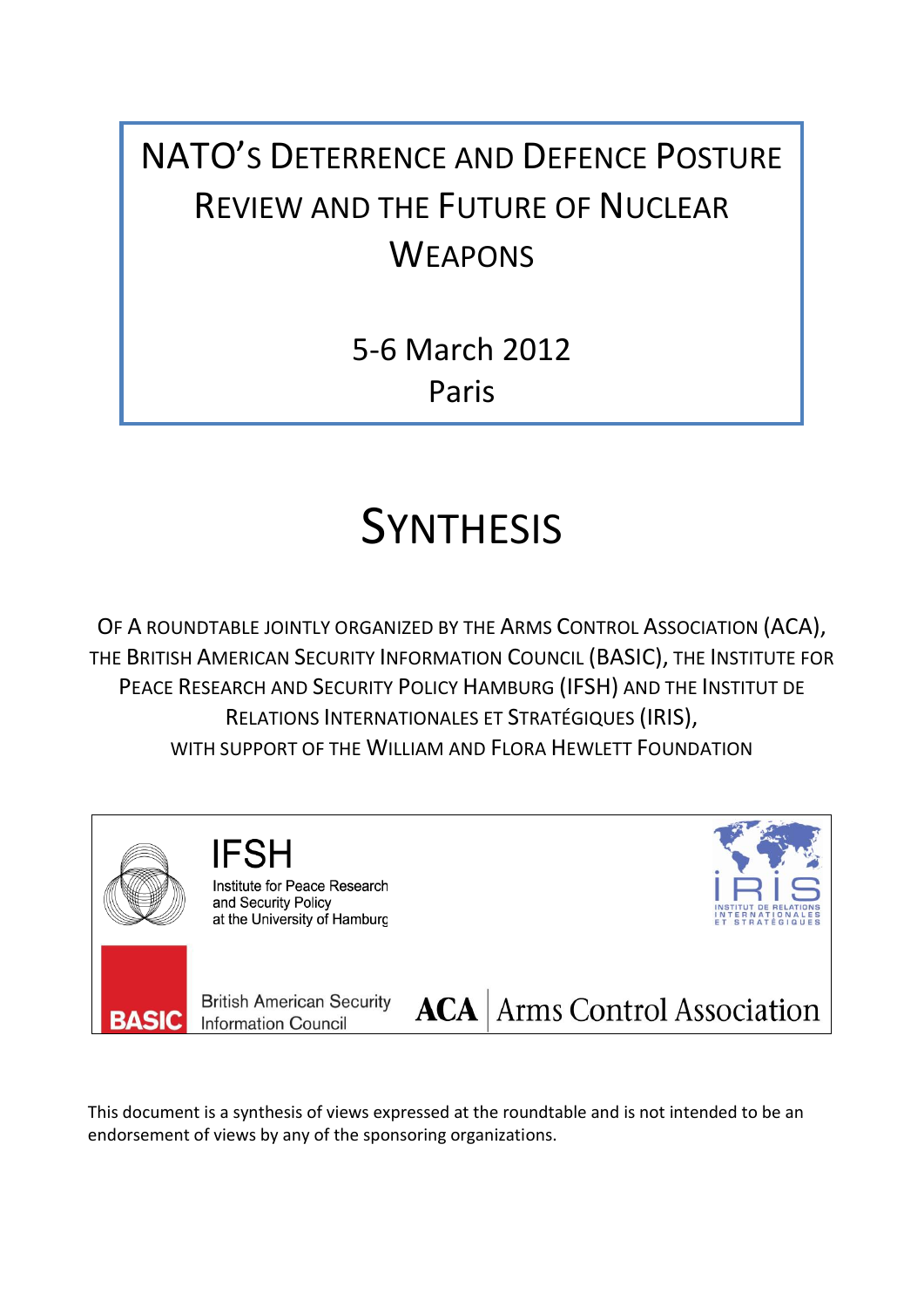# NATO's Deterrence and Defence Posture Review and the Future of Nuclear Weapons

5-6 March 2012
Paris

# Synthesis

Of a roundtable jointly organized by the Arms Control Association (ACA), the British American Security Information Council (BASIC), the Institute for Peace Research and Security Policy Hamburg (IFSH) and the Institut de Relations Internationales et Stratégiques (IRIS), with support of the William and Flora Hewlett Foundation

IFSH
Institute for Peace Research and Security Policy at the University of Hamburg

IRIS
Institut de Relations Internationales et Stratégiques

BASIC
British American Security Information Council

ACA | Arms Control Association

This document is a synthesis of views expressed at the roundtable and is not intended to be an endorsement of views by any of the sponsoring organizations.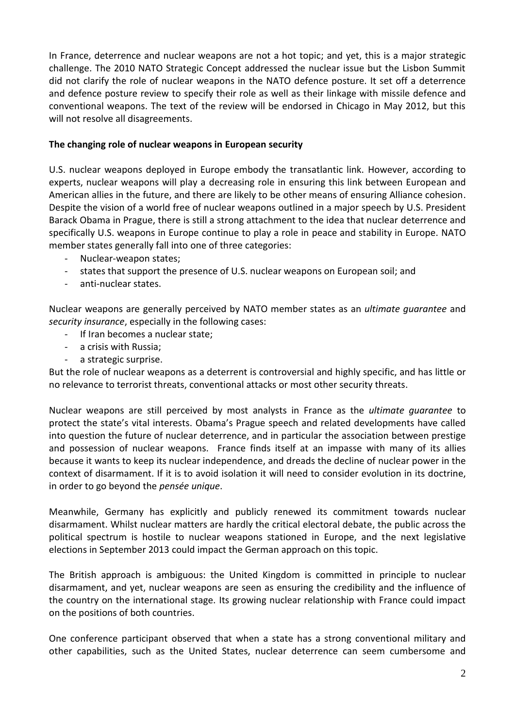In France, deterrence and nuclear weapons are not a hot topic; and yet, this is a major strategic challenge. The 2010 NATO Strategic Concept addressed the nuclear issue but the Lisbon Summit did not clarify the role of nuclear weapons in the NATO defence posture. It set off a deterrence and defence posture review to specify their role as well as their linkage with missile defence and conventional weapons. The text of the review will be endorsed in Chicago in May 2012, but this will not resolve all disagreements.

**The changing role of nuclear weapons in European security**

U.S. nuclear weapons deployed in Europe embody the transatlantic link. However, according to experts, nuclear weapons will play a decreasing role in ensuring this link between European and American allies in the future, and there are likely to be other means of ensuring Alliance cohesion. Despite the vision of a world free of nuclear weapons outlined in a major speech by U.S. President Barack Obama in Prague, there is still a strong attachment to the idea that nuclear deterrence and specifically U.S. weapons in Europe continue to play a role in peace and stability in Europe. NATO member states generally fall into one of three categories:

- Nuclear-weapon states;
- states that support the presence of U.S. nuclear weapons on European soil; and
- anti-nuclear states.

Nuclear weapons are generally perceived by NATO member states as an *ultimate guarantee* and *security insurance*, especially in the following cases:

- If Iran becomes a nuclear state;
- a crisis with Russia;
- a strategic surprise.

But the role of nuclear weapons as a deterrent is controversial and highly specific, and has little or no relevance to terrorist threats, conventional attacks or most other security threats.

Nuclear weapons are still perceived by most analysts in France as the *ultimate guarantee* to protect the state's vital interests. Obama's Prague speech and related developments have called into question the future of nuclear deterrence, and in particular the association between prestige and possession of nuclear weapons. France finds itself at an impasse with many of its allies because it wants to keep its nuclear independence, and dreads the decline of nuclear power in the context of disarmament. If it is to avoid isolation it will need to consider evolution in its doctrine, in order to go beyond the *pensée unique*.

Meanwhile, Germany has explicitly and publicly renewed its commitment towards nuclear disarmament. Whilst nuclear matters are hardly the critical electoral debate, the public across the political spectrum is hostile to nuclear weapons stationed in Europe, and the next legislative elections in September 2013 could impact the German approach on this topic.

The British approach is ambiguous: the United Kingdom is committed in principle to nuclear disarmament, and yet, nuclear weapons are seen as ensuring the credibility and the influence of the country on the international stage. Its growing nuclear relationship with France could impact on the positions of both countries.

One conference participant observed that when a state has a strong conventional military and other capabilities, such as the United States, nuclear deterrence can seem cumbersome and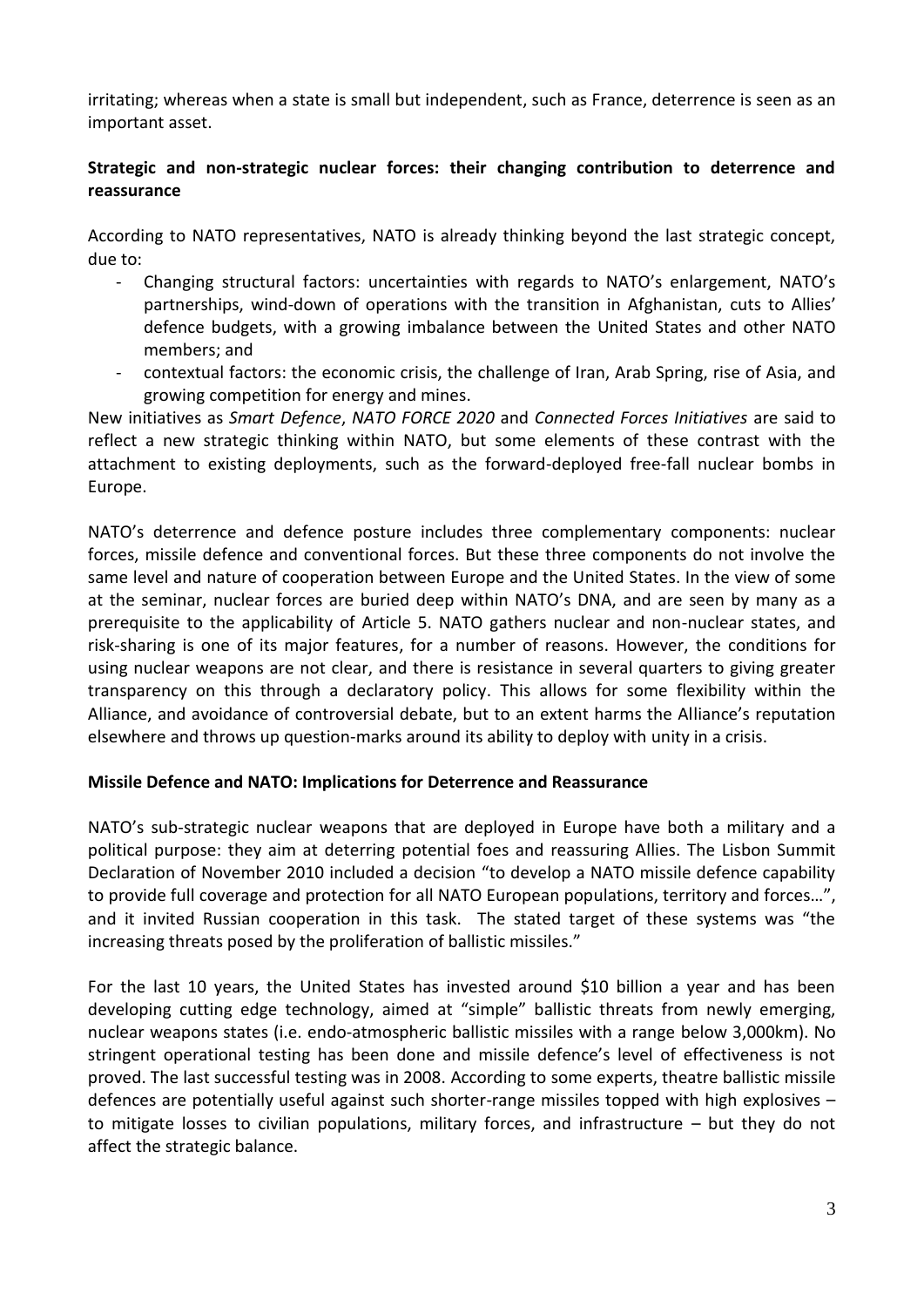irritating; whereas when a state is small but independent, such as France, deterrence is seen as an important asset.

**Strategic and non-strategic nuclear forces: their changing contribution to deterrence and reassurance**

According to NATO representatives, NATO is already thinking beyond the last strategic concept, due to:

- Changing structural factors: uncertainties with regards to NATO's enlargement, NATO's partnerships, wind-down of operations with the transition in Afghanistan, cuts to Allies' defence budgets, with a growing imbalance between the United States and other NATO members; and
- contextual factors: the economic crisis, the challenge of Iran, Arab Spring, rise of Asia, and growing competition for energy and mines.

New initiatives as *Smart Defence*, *NATO FORCE 2020* and *Connected Forces Initiatives* are said to reflect a new strategic thinking within NATO, but some elements of these contrast with the attachment to existing deployments, such as the forward-deployed free-fall nuclear bombs in Europe.

NATO's deterrence and defence posture includes three complementary components: nuclear forces, missile defence and conventional forces. But these three components do not involve the same level and nature of cooperation between Europe and the United States. In the view of some at the seminar, nuclear forces are buried deep within NATO's DNA, and are seen by many as a prerequisite to the applicability of Article 5. NATO gathers nuclear and non-nuclear states, and risk-sharing is one of its major features, for a number of reasons. However, the conditions for using nuclear weapons are not clear, and there is resistance in several quarters to giving greater transparency on this through a declaratory policy. This allows for some flexibility within the Alliance, and avoidance of controversial debate, but to an extent harms the Alliance's reputation elsewhere and throws up question-marks around its ability to deploy with unity in a crisis.

**Missile Defence and NATO: Implications for Deterrence and Reassurance**

NATO's sub-strategic nuclear weapons that are deployed in Europe have both a military and a political purpose: they aim at deterring potential foes and reassuring Allies. The Lisbon Summit Declaration of November 2010 included a decision "to develop a NATO missile defence capability to provide full coverage and protection for all NATO European populations, territory and forces…", and it invited Russian cooperation in this task. The stated target of these systems was "the increasing threats posed by the proliferation of ballistic missiles."

For the last 10 years, the United States has invested around $10 billion a year and has been developing cutting edge technology, aimed at "simple" ballistic threats from newly emerging, nuclear weapons states (i.e. endo-atmospheric ballistic missiles with a range below 3,000km). No stringent operational testing has been done and missile defence's level of effectiveness is not proved. The last successful testing was in 2008. According to some experts, theatre ballistic missile defences are potentially useful against such shorter-range missiles topped with high explosives – to mitigate losses to civilian populations, military forces, and infrastructure – but they do not affect the strategic balance.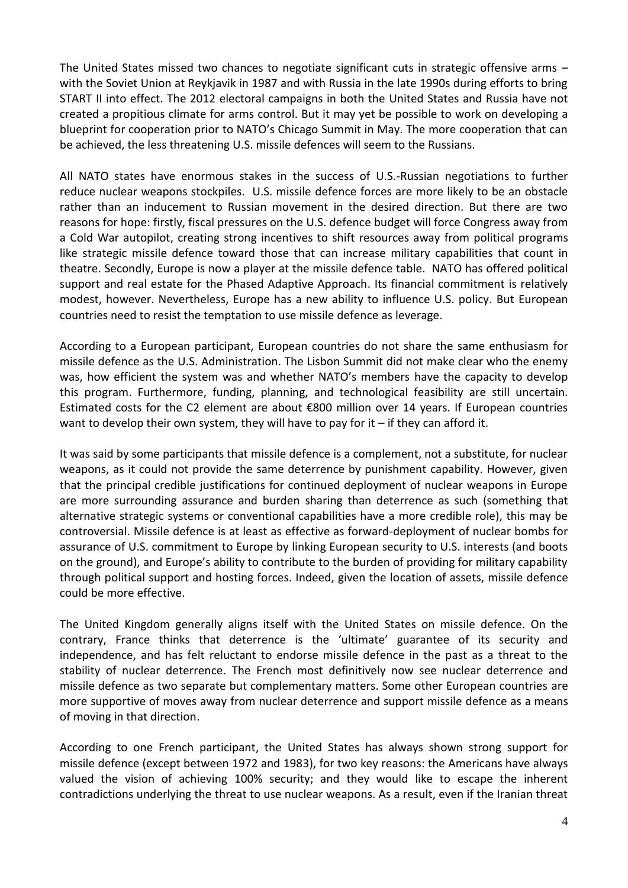The United States missed two chances to negotiate significant cuts in strategic offensive arms – with the Soviet Union at Reykjavik in 1987 and with Russia in the late 1990s during efforts to bring START II into effect. The 2012 electoral campaigns in both the United States and Russia have not created a propitious climate for arms control. But it may yet be possible to work on developing a blueprint for cooperation prior to NATO's Chicago Summit in May. The more cooperation that can be achieved, the less threatening U.S. missile defences will seem to the Russians.

All NATO states have enormous stakes in the success of U.S.-Russian negotiations to further reduce nuclear weapons stockpiles. U.S. missile defence forces are more likely to be an obstacle rather than an inducement to Russian movement in the desired direction. But there are two reasons for hope: firstly, fiscal pressures on the U.S. defence budget will force Congress away from a Cold War autopilot, creating strong incentives to shift resources away from political programs like strategic missile defence toward those that can increase military capabilities that count in theatre. Secondly, Europe is now a player at the missile defence table. NATO has offered political support and real estate for the Phased Adaptive Approach. Its financial commitment is relatively modest, however. Nevertheless, Europe has a new ability to influence U.S. policy. But European countries need to resist the temptation to use missile defence as leverage.

According to a European participant, European countries do not share the same enthusiasm for missile defence as the U.S. Administration. The Lisbon Summit did not make clear who the enemy was, how efficient the system was and whether NATO's members have the capacity to develop this program. Furthermore, funding, planning, and technological feasibility are still uncertain. Estimated costs for the C2 element are about €800 million over 14 years. If European countries want to develop their own system, they will have to pay for it – if they can afford it.

It was said by some participants that missile defence is a complement, not a substitute, for nuclear weapons, as it could not provide the same deterrence by punishment capability. However, given that the principal credible justifications for continued deployment of nuclear weapons in Europe are more surrounding assurance and burden sharing than deterrence as such (something that alternative strategic systems or conventional capabilities have a more credible role), this may be controversial. Missile defence is at least as effective as forward-deployment of nuclear bombs for assurance of U.S. commitment to Europe by linking European security to U.S. interests (and boots on the ground), and Europe's ability to contribute to the burden of providing for military capability through political support and hosting forces. Indeed, given the location of assets, missile defence could be more effective.

The United Kingdom generally aligns itself with the United States on missile defence. On the contrary, France thinks that deterrence is the 'ultimate' guarantee of its security and independence, and has felt reluctant to endorse missile defence in the past as a threat to the stability of nuclear deterrence. The French most definitively now see nuclear deterrence and missile defence as two separate but complementary matters. Some other European countries are more supportive of moves away from nuclear deterrence and support missile defence as a means of moving in that direction.

According to one French participant, the United States has always shown strong support for missile defence (except between 1972 and 1983), for two key reasons: the Americans have always valued the vision of achieving 100% security; and they would like to escape the inherent contradictions underlying the threat to use nuclear weapons. As a result, even if the Iranian threat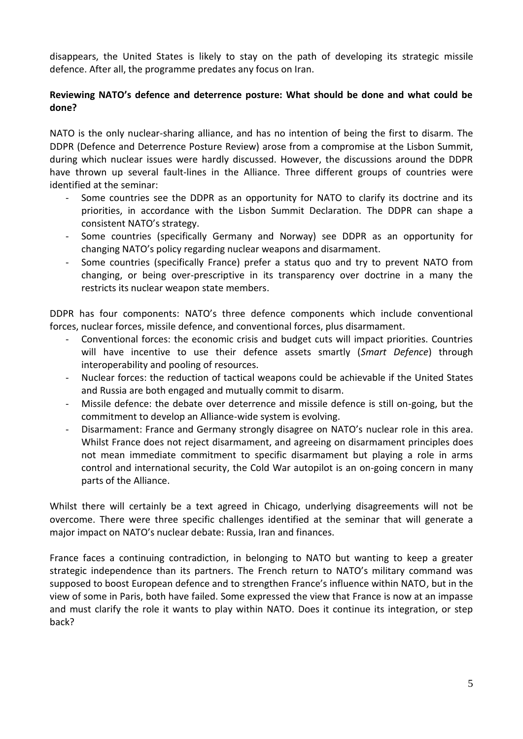disappears, the United States is likely to stay on the path of developing its strategic missile defence. After all, the programme predates any focus on Iran.

**Reviewing NATO's defence and deterrence posture: What should be done and what could be done?**

NATO is the only nuclear-sharing alliance, and has no intention of being the first to disarm. The DDPR (Defence and Deterrence Posture Review) arose from a compromise at the Lisbon Summit, during which nuclear issues were hardly discussed. However, the discussions around the DDPR have thrown up several fault-lines in the Alliance. Three different groups of countries were identified at the seminar:

- Some countries see the DDPR as an opportunity for NATO to clarify its doctrine and its priorities, in accordance with the Lisbon Summit Declaration. The DDPR can shape a consistent NATO's strategy.
- Some countries (specifically Germany and Norway) see DDPR as an opportunity for changing NATO's policy regarding nuclear weapons and disarmament.
- Some countries (specifically France) prefer a status quo and try to prevent NATO from changing, or being over-prescriptive in its transparency over doctrine in a many the restricts its nuclear weapon state members.

DDPR has four components: NATO's three defence components which include conventional forces, nuclear forces, missile defence, and conventional forces, plus disarmament.

- Conventional forces: the economic crisis and budget cuts will impact priorities. Countries will have incentive to use their defence assets smartly (*Smart Defence*) through interoperability and pooling of resources.
- Nuclear forces: the reduction of tactical weapons could be achievable if the United States and Russia are both engaged and mutually commit to disarm.
- Missile defence: the debate over deterrence and missile defence is still on-going, but the commitment to develop an Alliance-wide system is evolving.
- Disarmament: France and Germany strongly disagree on NATO's nuclear role in this area. Whilst France does not reject disarmament, and agreeing on disarmament principles does not mean immediate commitment to specific disarmament but playing a role in arms control and international security, the Cold War autopilot is an on-going concern in many parts of the Alliance.

Whilst there will certainly be a text agreed in Chicago, underlying disagreements will not be overcome. There were three specific challenges identified at the seminar that will generate a major impact on NATO's nuclear debate: Russia, Iran and finances.

France faces a continuing contradiction, in belonging to NATO but wanting to keep a greater strategic independence than its partners. The French return to NATO's military command was supposed to boost European defence and to strengthen France's influence within NATO, but in the view of some in Paris, both have failed. Some expressed the view that France is now at an impasse and must clarify the role it wants to play within NATO. Does it continue its integration, or step back?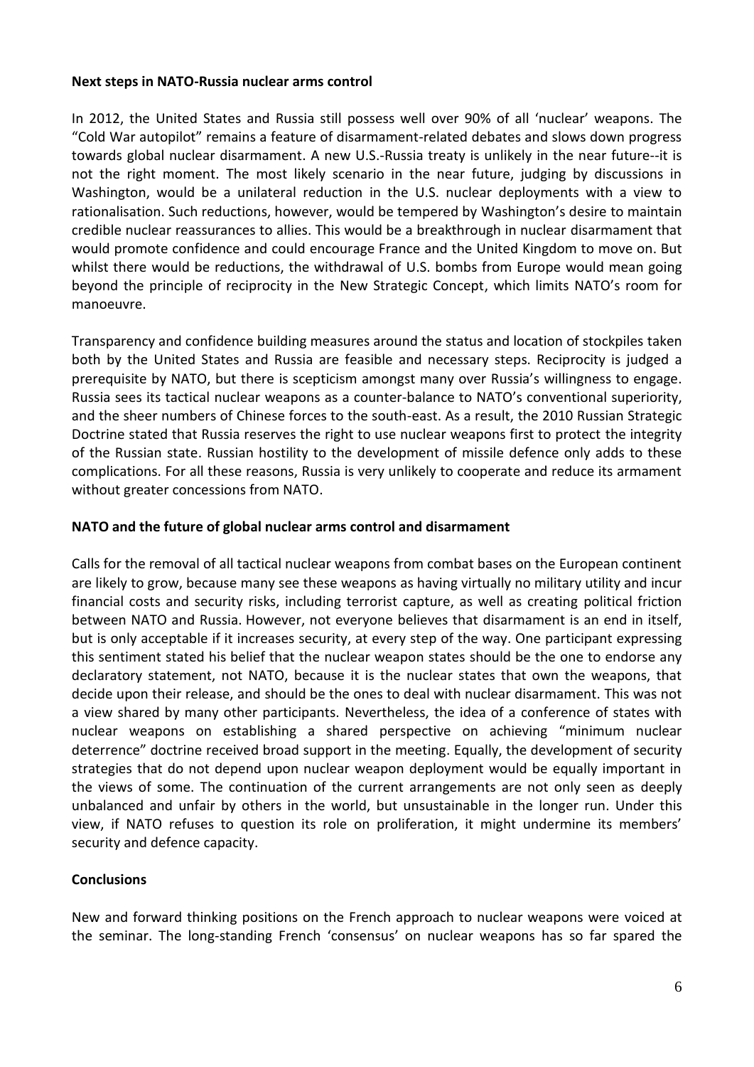**Next steps in NATO-Russia nuclear arms control**

In 2012, the United States and Russia still possess well over 90% of all 'nuclear' weapons. The "Cold War autopilot" remains a feature of disarmament-related debates and slows down progress towards global nuclear disarmament. A new U.S.-Russia treaty is unlikely in the near future--it is not the right moment. The most likely scenario in the near future, judging by discussions in Washington, would be a unilateral reduction in the U.S. nuclear deployments with a view to rationalisation. Such reductions, however, would be tempered by Washington's desire to maintain credible nuclear reassurances to allies. This would be a breakthrough in nuclear disarmament that would promote confidence and could encourage France and the United Kingdom to move on. But whilst there would be reductions, the withdrawal of U.S. bombs from Europe would mean going beyond the principle of reciprocity in the New Strategic Concept, which limits NATO's room for manoeuvre.

Transparency and confidence building measures around the status and location of stockpiles taken both by the United States and Russia are feasible and necessary steps. Reciprocity is judged a prerequisite by NATO, but there is scepticism amongst many over Russia's willingness to engage. Russia sees its tactical nuclear weapons as a counter-balance to NATO's conventional superiority, and the sheer numbers of Chinese forces to the south-east. As a result, the 2010 Russian Strategic Doctrine stated that Russia reserves the right to use nuclear weapons first to protect the integrity of the Russian state. Russian hostility to the development of missile defence only adds to these complications. For all these reasons, Russia is very unlikely to cooperate and reduce its armament without greater concessions from NATO.

**NATO and the future of global nuclear arms control and disarmament**

Calls for the removal of all tactical nuclear weapons from combat bases on the European continent are likely to grow, because many see these weapons as having virtually no military utility and incur financial costs and security risks, including terrorist capture, as well as creating political friction between NATO and Russia. However, not everyone believes that disarmament is an end in itself, but is only acceptable if it increases security, at every step of the way. One participant expressing this sentiment stated his belief that the nuclear weapon states should be the one to endorse any declaratory statement, not NATO, because it is the nuclear states that own the weapons, that decide upon their release, and should be the ones to deal with nuclear disarmament. This was not a view shared by many other participants. Nevertheless, the idea of a conference of states with nuclear weapons on establishing a shared perspective on achieving "minimum nuclear deterrence" doctrine received broad support in the meeting. Equally, the development of security strategies that do not depend upon nuclear weapon deployment would be equally important in the views of some. The continuation of the current arrangements are not only seen as deeply unbalanced and unfair by others in the world, but unsustainable in the longer run. Under this view, if NATO refuses to question its role on proliferation, it might undermine its members' security and defence capacity.

**Conclusions**

New and forward thinking positions on the French approach to nuclear weapons were voiced at the seminar. The long-standing French 'consensus' on nuclear weapons has so far spared the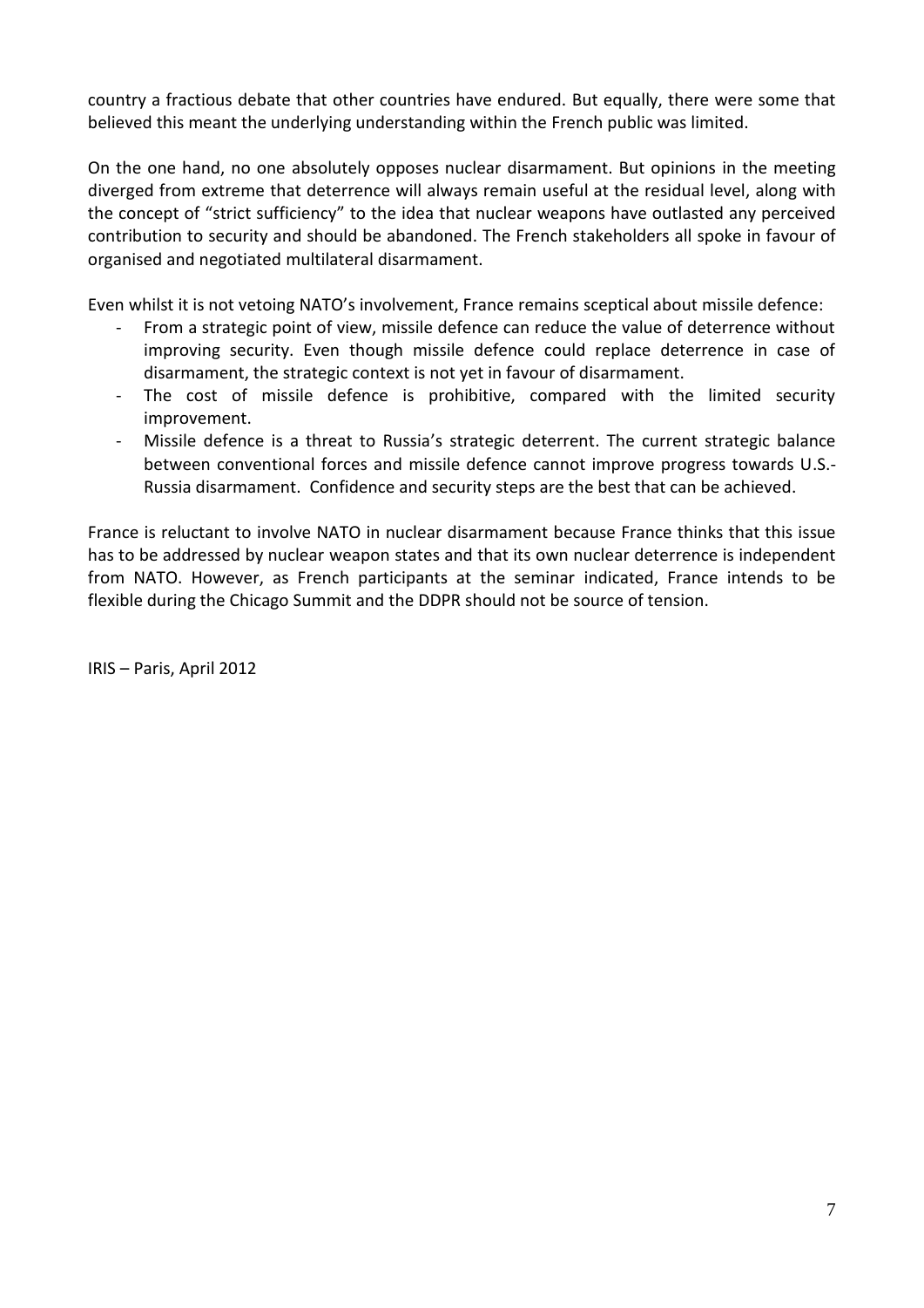country a fractious debate that other countries have endured. But equally, there were some that believed this meant the underlying understanding within the French public was limited.

On the one hand, no one absolutely opposes nuclear disarmament. But opinions in the meeting diverged from extreme that deterrence will always remain useful at the residual level, along with the concept of "strict sufficiency" to the idea that nuclear weapons have outlasted any perceived contribution to security and should be abandoned. The French stakeholders all spoke in favour of organised and negotiated multilateral disarmament.

Even whilst it is not vetoing NATO's involvement, France remains sceptical about missile defence:

- From a strategic point of view, missile defence can reduce the value of deterrence without improving security. Even though missile defence could replace deterrence in case of disarmament, the strategic context is not yet in favour of disarmament.
- The cost of missile defence is prohibitive, compared with the limited security improvement.
- Missile defence is a threat to Russia's strategic deterrent. The current strategic balance between conventional forces and missile defence cannot improve progress towards U.S.-Russia disarmament. Confidence and security steps are the best that can be achieved.

France is reluctant to involve NATO in nuclear disarmament because France thinks that this issue has to be addressed by nuclear weapon states and that its own nuclear deterrence is independent from NATO. However, as French participants at the seminar indicated, France intends to be flexible during the Chicago Summit and the DDPR should not be source of tension.

IRIS – Paris, April 2012